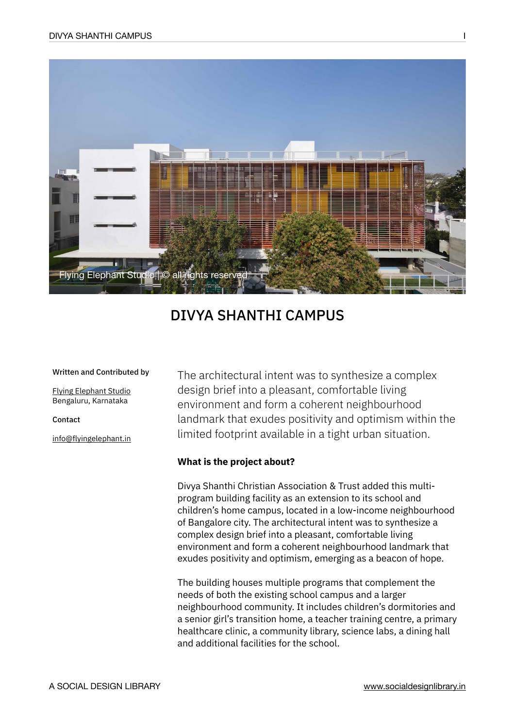Flying Elephant Studio | © all rights reserved

# DIVYA SHANTHI CAMPUS

**Written and Contributed by**

Flying Elephant Studio
Bengaluru, Karnataka

**Contact**

info@flyingelephant.in

The architectural intent was to synthesize a complex design brief into a pleasant, comfortable living environment and form a coherent neighbourhood landmark that exudes positivity and optimism within the limited footprint available in a tight urban situation.

**What is the project about?**

Divya Shanthi Christian Association & Trust added this multi-program building facility as an extension to its school and children's home campus, located in a low-income neighbourhood of Bangalore city. The architectural intent was to synthesize a complex design brief into a pleasant, comfortable living environment and form a coherent neighbourhood landmark that exudes positivity and optimism, emerging as a beacon of hope.

The building houses multiple programs that complement the needs of both the existing school campus and a larger neighbourhood community. It includes children's dormitories and a senior girl's transition home, a teacher training centre, a primary healthcare clinic, a community library, science labs, a dining hall and additional facilities for the school.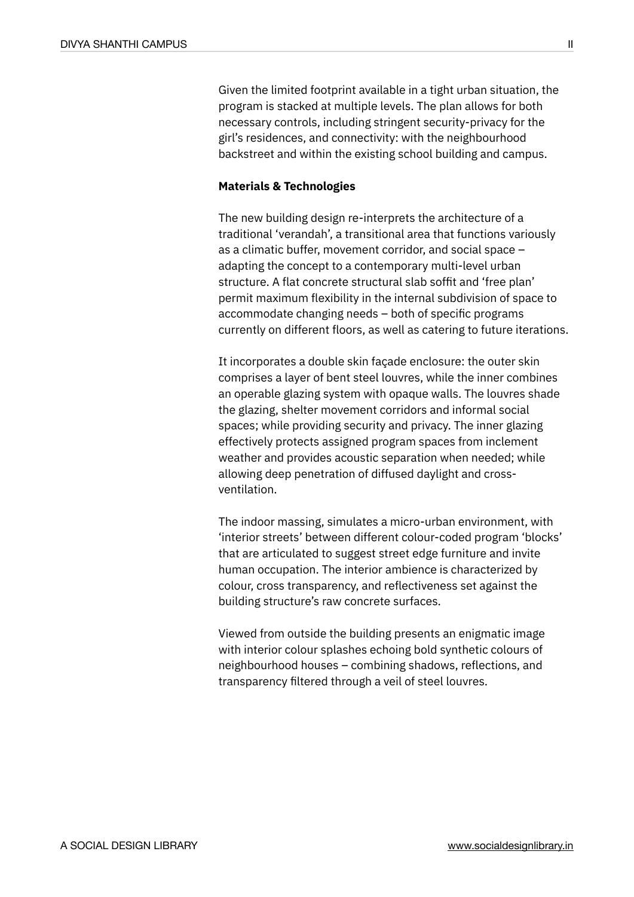Given the limited footprint available in a tight urban situation, the program is stacked at multiple levels. The plan allows for both necessary controls, including stringent security-privacy for the girl's residences, and connectivity: with the neighbourhood backstreet and within the existing school building and campus.

**Materials & Technologies**

The new building design re-interprets the architecture of a traditional 'verandah', a transitional area that functions variously as a climatic buffer, movement corridor, and social space – adapting the concept to a contemporary multi-level urban structure. A flat concrete structural slab soffit and 'free plan' permit maximum flexibility in the internal subdivision of space to accommodate changing needs – both of specific programs currently on different floors, as well as catering to future iterations.

It incorporates a double skin façade enclosure: the outer skin comprises a layer of bent steel louvres, while the inner combines an operable glazing system with opaque walls. The louvres shade the glazing, shelter movement corridors and informal social spaces; while providing security and privacy. The inner glazing effectively protects assigned program spaces from inclement weather and provides acoustic separation when needed; while allowing deep penetration of diffused daylight and cross-ventilation.

The indoor massing, simulates a micro-urban environment, with 'interior streets' between different colour-coded program 'blocks' that are articulated to suggest street edge furniture and invite human occupation. The interior ambience is characterized by colour, cross transparency, and reflectiveness set against the building structure's raw concrete surfaces.

Viewed from outside the building presents an enigmatic image with interior colour splashes echoing bold synthetic colours of neighbourhood houses – combining shadows, reflections, and transparency filtered through a veil of steel louvres.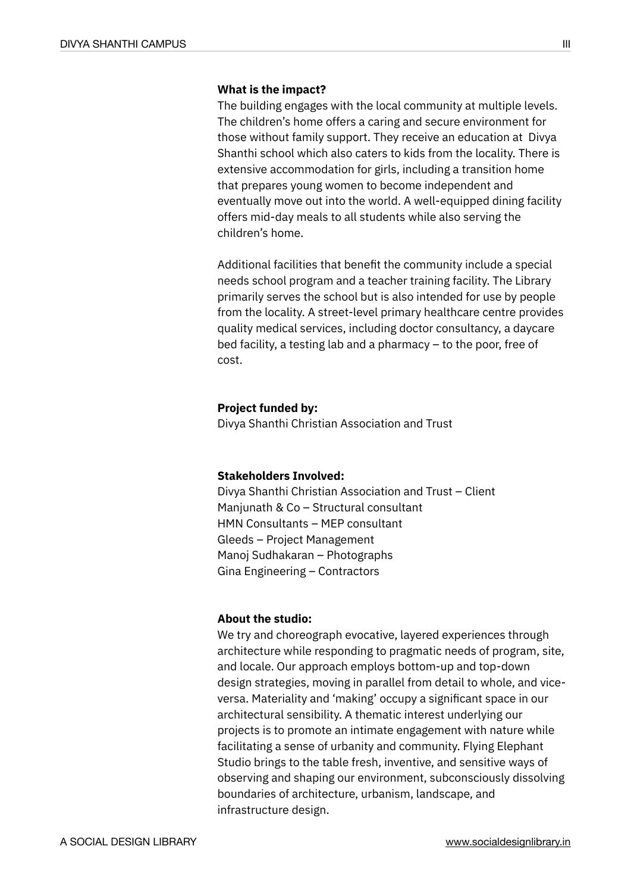**What is the impact?**

The building engages with the local community at multiple levels. The children's home offers a caring and secure environment for those without family support. They receive an education at Divya Shanthi school which also caters to kids from the locality. There is extensive accommodation for girls, including a transition home that prepares young women to become independent and eventually move out into the world. A well-equipped dining facility offers mid-day meals to all students while also serving the children's home.

Additional facilities that benefit the community include a special needs school program and a teacher training facility. The Library primarily serves the school but is also intended for use by people from the locality. A street-level primary healthcare centre provides quality medical services, including doctor consultancy, a daycare bed facility, a testing lab and a pharmacy – to the poor, free of cost.

**Project funded by:**

Divya Shanthi Christian Association and Trust

**Stakeholders Involved:**

Divya Shanthi Christian Association and Trust – Client
Manjunath & Co – Structural consultant
HMN Consultants – MEP consultant
Gleeds – Project Management
Manoj Sudhakaran – Photographs
Gina Engineering – Contractors

**About the studio:**

We try and choreograph evocative, layered experiences through architecture while responding to pragmatic needs of program, site, and locale. Our approach employs bottom-up and top-down design strategies, moving in parallel from detail to whole, and vice-versa. Materiality and 'making' occupy a significant space in our architectural sensibility. A thematic interest underlying our projects is to promote an intimate engagement with nature while facilitating a sense of urbanity and community. Flying Elephant Studio brings to the table fresh, inventive, and sensitive ways of observing and shaping our environment, subconsciously dissolving boundaries of architecture, urbanism, landscape, and infrastructure design.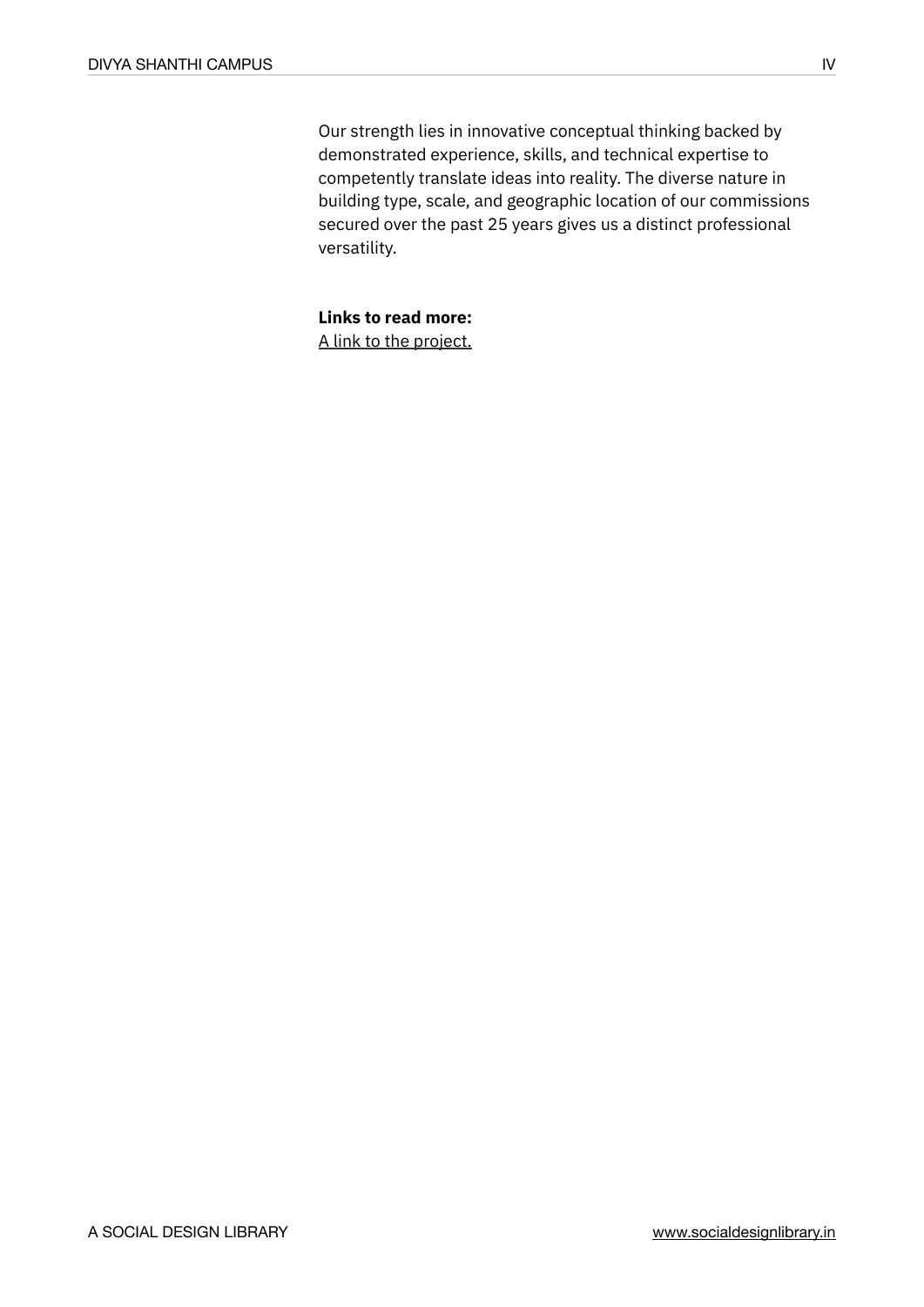Our strength lies in innovative conceptual thinking backed by demonstrated experience, skills, and technical expertise to competently translate ideas into reality. The diverse nature in building type, scale, and geographic location of our commissions secured over the past 25 years gives us a distinct professional versatility.

**Links to read more:**
A link to the project.